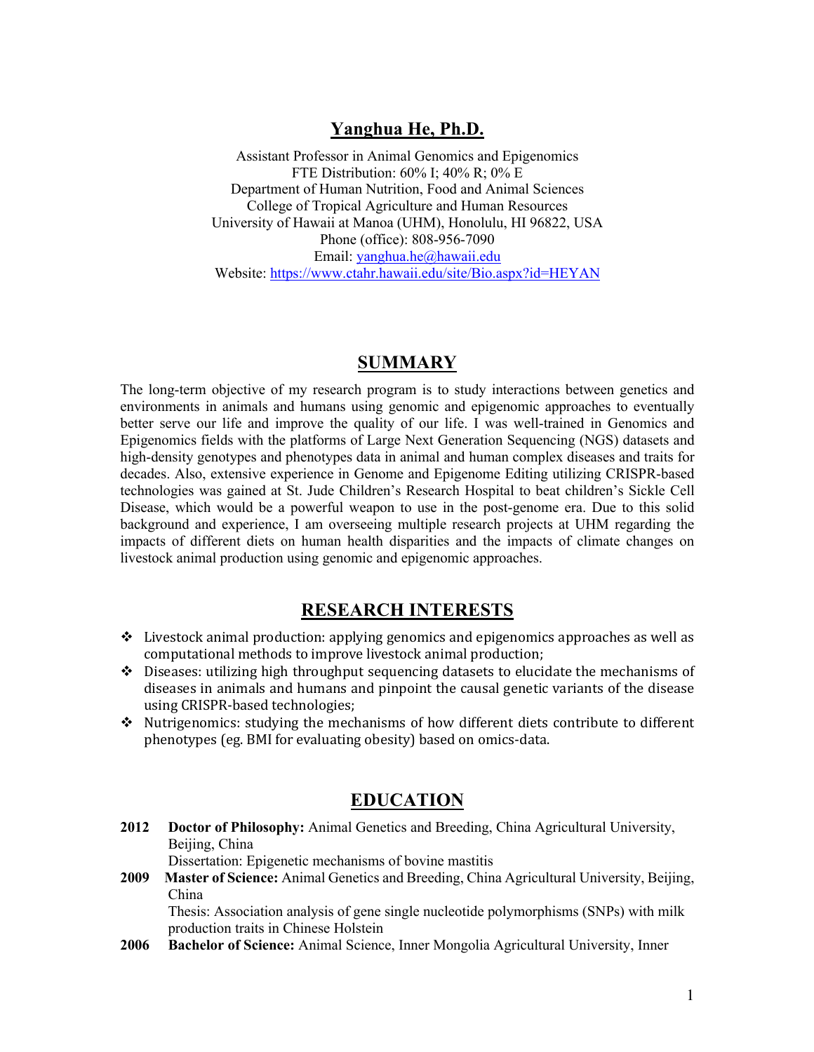# Yanghua He, Ph.D.

Assistant Professor in Animal Genomics and Epigenomics
FTE Distribution: 60% I; 40% R; 0% E
Department of Human Nutrition, Food and Animal Sciences
College of Tropical Agriculture and Human Resources
University of Hawaii at Manoa (UHM), Honolulu, HI 96822, USA
Phone (office): 808-956-7090
Email: yanghua.he@hawaii.edu
Website: https://www.ctahr.hawaii.edu/site/Bio.aspx?id=HEYAN

## SUMMARY

The long-term objective of my research program is to study interactions between genetics and environments in animals and humans using genomic and epigenomic approaches to eventually better serve our life and improve the quality of our life. I was well-trained in Genomics and Epigenomics fields with the platforms of Large Next Generation Sequencing (NGS) datasets and high-density genotypes and phenotypes data in animal and human complex diseases and traits for decades. Also, extensive experience in Genome and Epigenome Editing utilizing CRISPR-based technologies was gained at St. Jude Children's Research Hospital to beat children's Sickle Cell Disease, which would be a powerful weapon to use in the post-genome era. Due to this solid background and experience, I am overseeing multiple research projects at UHM regarding the impacts of different diets on human health disparities and the impacts of climate changes on livestock animal production using genomic and epigenomic approaches.

## RESEARCH INTERESTS

- Livestock animal production: applying genomics and epigenomics approaches as well as computational methods to improve livestock animal production;
- Diseases: utilizing high throughput sequencing datasets to elucidate the mechanisms of diseases in animals and humans and pinpoint the causal genetic variants of the disease using CRISPR-based technologies;
- Nutrigenomics: studying the mechanisms of how different diets contribute to different phenotypes (eg. BMI for evaluating obesity) based on omics-data.

## EDUCATION

**2012** **Doctor of Philosophy:** Animal Genetics and Breeding, China Agricultural University, Beijing, China
Dissertation: Epigenetic mechanisms of bovine mastitis

**2009** **Master of Science:** Animal Genetics and Breeding, China Agricultural University, Beijing, China
Thesis: Association analysis of gene single nucleotide polymorphisms (SNPs) with milk production traits in Chinese Holstein

**2006** **Bachelor of Science:** Animal Science, Inner Mongolia Agricultural University, Inner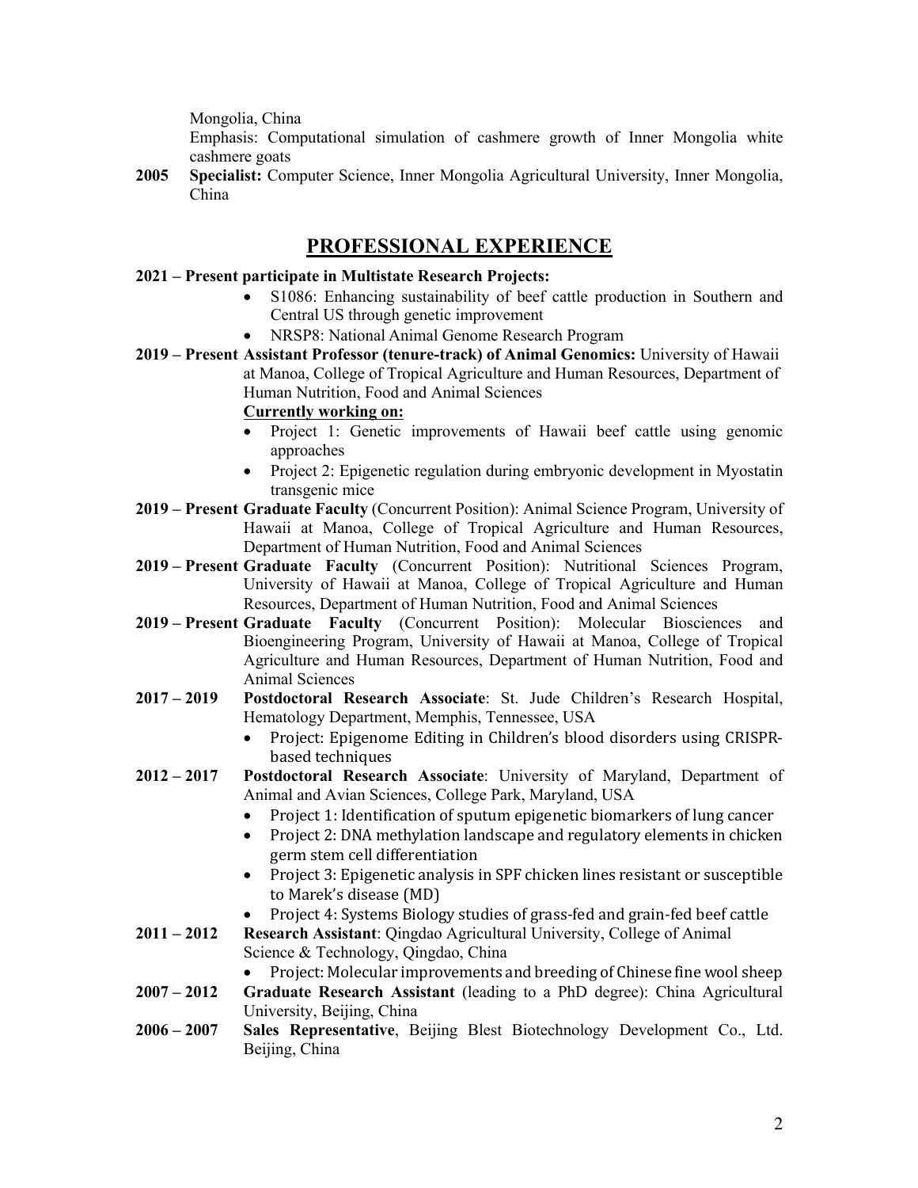Mongolia, China

Emphasis: Computational simulation of cashmere growth of Inner Mongolia white cashmere goats

**2005** **Specialist:** Computer Science, Inner Mongolia Agricultural University, Inner Mongolia, China

## PROFESSIONAL EXPERIENCE

**2021 – Present participate in Multistate Research Projects:**

- S1086: Enhancing sustainability of beef cattle production in Southern and Central US through genetic improvement
- NRSP8: National Animal Genome Research Program

**2019 – Present** **Assistant Professor (tenure-track) of Animal Genomics:** University of Hawaii at Manoa, College of Tropical Agriculture and Human Resources, Department of Human Nutrition, Food and Animal Sciences

**Currently working on:**

- Project 1: Genetic improvements of Hawaii beef cattle using genomic approaches
- Project 2: Epigenetic regulation during embryonic development in Myostatin transgenic mice

**2019 – Present** **Graduate Faculty** (Concurrent Position): Animal Science Program, University of Hawaii at Manoa, College of Tropical Agriculture and Human Resources, Department of Human Nutrition, Food and Animal Sciences

**2019 – Present** **Graduate Faculty** (Concurrent Position): Nutritional Sciences Program, University of Hawaii at Manoa, College of Tropical Agriculture and Human Resources, Department of Human Nutrition, Food and Animal Sciences

**2019 – Present** **Graduate Faculty** (Concurrent Position): Molecular Biosciences and Bioengineering Program, University of Hawaii at Manoa, College of Tropical Agriculture and Human Resources, Department of Human Nutrition, Food and Animal Sciences

**2017 – 2019** **Postdoctoral Research Associate**: St. Jude Children's Research Hospital, Hematology Department, Memphis, Tennessee, USA

- Project: Epigenome Editing in Children's blood disorders using CRISPR-based techniques

**2012 – 2017** **Postdoctoral Research Associate**: University of Maryland, Department of Animal and Avian Sciences, College Park, Maryland, USA

- Project 1: Identification of sputum epigenetic biomarkers of lung cancer
- Project 2: DNA methylation landscape and regulatory elements in chicken germ stem cell differentiation
- Project 3: Epigenetic analysis in SPF chicken lines resistant or susceptible to Marek's disease (MD)
- Project 4: Systems Biology studies of grass-fed and grain-fed beef cattle

**2011 – 2012** **Research Assistant**: Qingdao Agricultural University, College of Animal Science & Technology, Qingdao, China

- Project: Molecular improvements and breeding of Chinese fine wool sheep

**2007 – 2012** **Graduate Research Assistant** (leading to a PhD degree): China Agricultural University, Beijing, China

**2006 – 2007** **Sales Representative**, Beijing Blest Biotechnology Development Co., Ltd. Beijing, China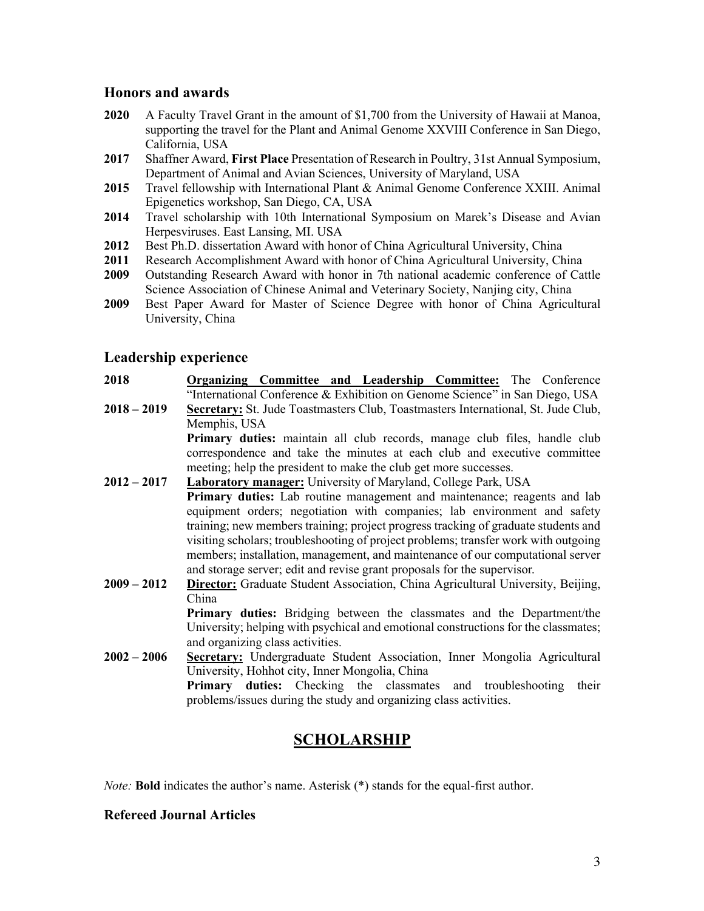## Honors and awards

**2020** A Faculty Travel Grant in the amount of $1,700 from the University of Hawaii at Manoa, supporting the travel for the Plant and Animal Genome XXVIII Conference in San Diego, California, USA

**2017** Shaffner Award, **First Place** Presentation of Research in Poultry, 31st Annual Symposium, Department of Animal and Avian Sciences, University of Maryland, USA

**2015** Travel fellowship with International Plant & Animal Genome Conference XXIII. Animal Epigenetics workshop, San Diego, CA, USA

**2014** Travel scholarship with 10th International Symposium on Marek's Disease and Avian Herpesviruses. East Lansing, MI. USA

**2012** Best Ph.D. dissertation Award with honor of China Agricultural University, China

**2011** Research Accomplishment Award with honor of China Agricultural University, China

**2009** Outstanding Research Award with honor in 7th national academic conference of Cattle Science Association of Chinese Animal and Veterinary Society, Nanjing city, China

**2009** Best Paper Award for Master of Science Degree with honor of China Agricultural University, China

## Leadership experience

**2018** **Organizing Committee and Leadership Committee:** The Conference "International Conference & Exhibition on Genome Science" in San Diego, USA

**2018 – 2019** **Secretary:** St. Jude Toastmasters Club, Toastmasters International, St. Jude Club, Memphis, USA
**Primary duties:** maintain all club records, manage club files, handle club correspondence and take the minutes at each club and executive committee meeting; help the president to make the club get more successes.

**2012 – 2017** **Laboratory manager:** University of Maryland, College Park, USA
**Primary duties:** Lab routine management and maintenance; reagents and lab equipment orders; negotiation with companies; lab environment and safety training; new members training; project progress tracking of graduate students and visiting scholars; troubleshooting of project problems; transfer work with outgoing members; installation, management, and maintenance of our computational server and storage server; edit and revise grant proposals for the supervisor.

**2009 – 2012** **Director:** Graduate Student Association, China Agricultural University, Beijing, China
**Primary duties:** Bridging between the classmates and the Department/the University; helping with psychical and emotional constructions for the classmates; and organizing class activities.

**2002 – 2006** **Secretary:** Undergraduate Student Association, Inner Mongolia Agricultural University, Hohhot city, Inner Mongolia, China
**Primary duties:** Checking the classmates and troubleshooting their problems/issues during the study and organizing class activities.

# SCHOLARSHIP

*Note:* **Bold** indicates the author's name. Asterisk (*) stands for the equal-first author.

### Refereed Journal Articles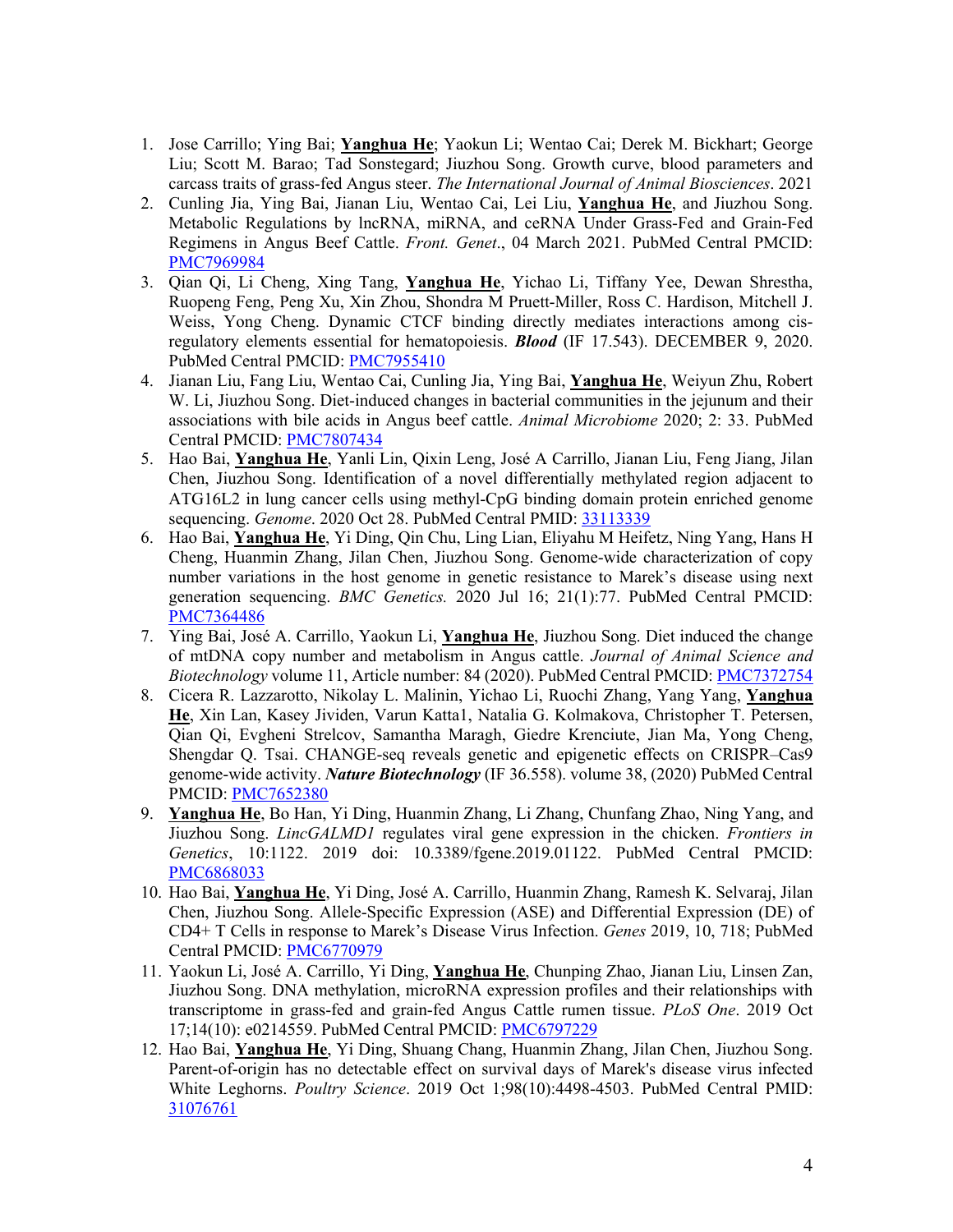1. Jose Carrillo; Ying Bai; **Yanghua He**; Yaokun Li; Wentao Cai; Derek M. Bickhart; George Liu; Scott M. Barao; Tad Sonstegard; Jiuzhou Song. Growth curve, blood parameters and carcass traits of grass-fed Angus steer. *The International Journal of Animal Biosciences*. 2021
2. Cunling Jia, Ying Bai, Jianan Liu, Wentao Cai, Lei Liu, **Yanghua He**, and Jiuzhou Song. Metabolic Regulations by lncRNA, miRNA, and ceRNA Under Grass-Fed and Grain-Fed Regimens in Angus Beef Cattle. *Front. Genet*., 04 March 2021. PubMed Central PMCID: PMC7969984
3. Qian Qi, Li Cheng, Xing Tang, **Yanghua He**, Yichao Li, Tiffany Yee, Dewan Shrestha, Ruopeng Feng, Peng Xu, Xin Zhou, Shondra M Pruett-Miller, Ross C. Hardison, Mitchell J. Weiss, Yong Cheng. Dynamic CTCF binding directly mediates interactions among cis-regulatory elements essential for hematopoiesis. ***Blood*** (IF 17.543). DECEMBER 9, 2020. PubMed Central PMCID: PMC7955410
4. Jianan Liu, Fang Liu, Wentao Cai, Cunling Jia, Ying Bai, **Yanghua He**, Weiyun Zhu, Robert W. Li, Jiuzhou Song. Diet-induced changes in bacterial communities in the jejunum and their associations with bile acids in Angus beef cattle. *Animal Microbiome* 2020; 2: 33. PubMed Central PMCID: PMC7807434
5. Hao Bai, **Yanghua He**, Yanli Lin, Qixin Leng, José A Carrillo, Jianan Liu, Feng Jiang, Jilan Chen, Jiuzhou Song. Identification of a novel differentially methylated region adjacent to ATG16L2 in lung cancer cells using methyl-CpG binding domain protein enriched genome sequencing. *Genome*. 2020 Oct 28. PubMed Central PMID: 33113339
6. Hao Bai, **Yanghua He**, Yi Ding, Qin Chu, Ling Lian, Eliyahu M Heifetz, Ning Yang, Hans H Cheng, Huanmin Zhang, Jilan Chen, Jiuzhou Song. Genome-wide characterization of copy number variations in the host genome in genetic resistance to Marek's disease using next generation sequencing. *BMC Genetics.* 2020 Jul 16; 21(1):77. PubMed Central PMCID: PMC7364486
7. Ying Bai, José A. Carrillo, Yaokun Li, **Yanghua He**, Jiuzhou Song. Diet induced the change of mtDNA copy number and metabolism in Angus cattle. *Journal of Animal Science and Biotechnology* volume 11, Article number: 84 (2020). PubMed Central PMCID: PMC7372754
8. Cicera R. Lazzarotto, Nikolay L. Malinin, Yichao Li, Ruochi Zhang, Yang Yang, **Yanghua He**, Xin Lan, Kasey Jividen, Varun Katta1, Natalia G. Kolmakova, Christopher T. Petersen, Qian Qi, Evgheni Strelcov, Samantha Maragh, Giedre Krenciute, Jian Ma, Yong Cheng, Shengdar Q. Tsai. CHANGE-seq reveals genetic and epigenetic effects on CRISPR–Cas9 genome-wide activity. ***Nature Biotechnology*** (IF 36.558). volume 38, (2020) PubMed Central PMCID: PMC7652380
9. **Yanghua He**, Bo Han, Yi Ding, Huanmin Zhang, Li Zhang, Chunfang Zhao, Ning Yang, and Jiuzhou Song. *LincGALMD1* regulates viral gene expression in the chicken. *Frontiers in Genetics*, 10:1122. 2019 doi: 10.3389/fgene.2019.01122. PubMed Central PMCID: PMC6868033
10. Hao Bai, **Yanghua He**, Yi Ding, José A. Carrillo, Huanmin Zhang, Ramesh K. Selvaraj, Jilan Chen, Jiuzhou Song. Allele-Specific Expression (ASE) and Differential Expression (DE) of CD4+ T Cells in response to Marek's Disease Virus Infection. *Genes* 2019, 10, 718; PubMed Central PMCID: PMC6770979
11. Yaokun Li, José A. Carrillo, Yi Ding, **Yanghua He**, Chunping Zhao, Jianan Liu, Linsen Zan, Jiuzhou Song. DNA methylation, microRNA expression profiles and their relationships with transcriptome in grass-fed and grain-fed Angus Cattle rumen tissue. *PLoS One*. 2019 Oct 17;14(10): e0214559. PubMed Central PMCID: PMC6797229
12. Hao Bai, **Yanghua He**, Yi Ding, Shuang Chang, Huanmin Zhang, Jilan Chen, Jiuzhou Song. Parent-of-origin has no detectable effect on survival days of Marek's disease virus infected White Leghorns. *Poultry Science*. 2019 Oct 1;98(10):4498-4503. PubMed Central PMID: 31076761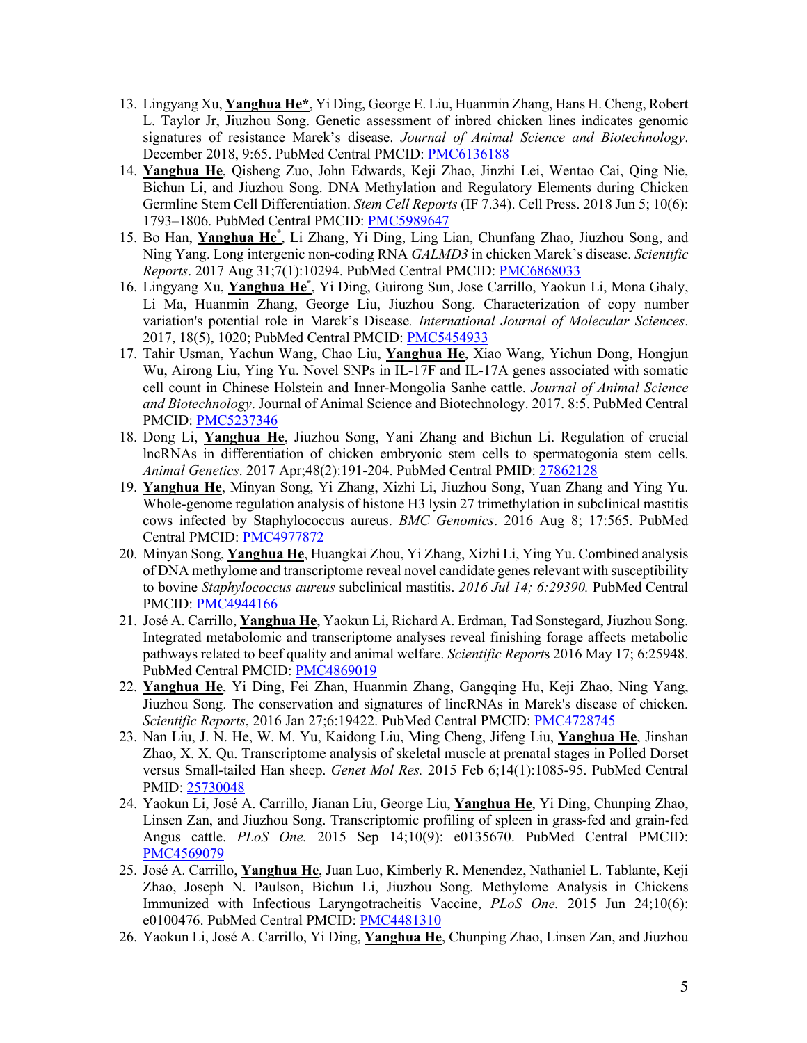13. Lingyang Xu, **Yanghua He***, Yi Ding, George E. Liu, Huanmin Zhang, Hans H. Cheng, Robert L. Taylor Jr, Jiuzhou Song. Genetic assessment of inbred chicken lines indicates genomic signatures of resistance Marek's disease. *Journal of Animal Science and Biotechnology*. December 2018, 9:65. PubMed Central PMCID: PMC6136188
14. **Yanghua He**, Qisheng Zuo, John Edwards, Keji Zhao, Jinzhi Lei, Wentao Cai, Qing Nie, Bichun Li, and Jiuzhou Song. DNA Methylation and Regulatory Elements during Chicken Germline Stem Cell Differentiation. *Stem Cell Reports* (IF 7.34). Cell Press. 2018 Jun 5; 10(6): 1793–1806. PubMed Central PMCID: PMC5989647
15. Bo Han, **Yanghua He***, Li Zhang, Yi Ding, Ling Lian, Chunfang Zhao, Jiuzhou Song, and Ning Yang. Long intergenic non-coding RNA *GALMD3* in chicken Marek's disease. *Scientific Reports*. 2017 Aug 31;7(1):10294. PubMed Central PMCID: PMC6868033
16. Lingyang Xu, **Yanghua He***, Yi Ding, Guirong Sun, Jose Carrillo, Yaokun Li, Mona Ghaly, Li Ma, Huanmin Zhang, George Liu, Jiuzhou Song. Characterization of copy number variation's potential role in Marek's Disease. *International Journal of Molecular Sciences*. 2017, 18(5), 1020; PubMed Central PMCID: PMC5454933
17. Tahir Usman, Yachun Wang, Chao Liu, **Yanghua He**, Xiao Wang, Yichun Dong, Hongjun Wu, Airong Liu, Ying Yu. Novel SNPs in IL-17F and IL-17A genes associated with somatic cell count in Chinese Holstein and Inner-Mongolia Sanhe cattle. *Journal of Animal Science and Biotechnology*. Journal of Animal Science and Biotechnology. 2017. 8:5. PubMed Central PMCID: PMC5237346
18. Dong Li, **Yanghua He**, Jiuzhou Song, Yani Zhang and Bichun Li. Regulation of crucial lncRNAs in differentiation of chicken embryonic stem cells to spermatogonia stem cells. *Animal Genetics*. 2017 Apr;48(2):191-204. PubMed Central PMID: 27862128
19. **Yanghua He**, Minyan Song, Yi Zhang, Xizhi Li, Jiuzhou Song, Yuan Zhang and Ying Yu. Whole-genome regulation analysis of histone H3 lysin 27 trimethylation in subclinical mastitis cows infected by Staphylococcus aureus. *BMC Genomics*. 2016 Aug 8; 17:565. PubMed Central PMCID: PMC4977872
20. Minyan Song, **Yanghua He**, Huangkai Zhou, Yi Zhang, Xizhi Li, Ying Yu. Combined analysis of DNA methylome and transcriptome reveal novel candidate genes relevant with susceptibility to bovine *Staphylococcus aureus* subclinical mastitis. *2016 Jul 14; 6:29390.* PubMed Central PMCID: PMC4944166
21. José A. Carrillo, **Yanghua He**, Yaokun Li, Richard A. Erdman, Tad Sonstegard, Jiuzhou Song. Integrated metabolomic and transcriptome analyses reveal finishing forage affects metabolic pathways related to beef quality and animal welfare. *Scientific Reports* 2016 May 17; 6:25948. PubMed Central PMCID: PMC4869019
22. **Yanghua He**, Yi Ding, Fei Zhan, Huanmin Zhang, Gangqing Hu, Keji Zhao, Ning Yang, Jiuzhou Song. The conservation and signatures of lincRNAs in Marek's disease of chicken. *Scientific Reports*, 2016 Jan 27;6:19422. PubMed Central PMCID: PMC4728745
23. Nan Liu, J. N. He, W. M. Yu, Kaidong Liu, Ming Cheng, Jifeng Liu, **Yanghua He**, Jinshan Zhao, X. X. Qu. Transcriptome analysis of skeletal muscle at prenatal stages in Polled Dorset versus Small-tailed Han sheep. *Genet Mol Res.* 2015 Feb 6;14(1):1085-95. PubMed Central PMID: 25730048
24. Yaokun Li, José A. Carrillo, Jianan Liu, George Liu, **Yanghua He**, Yi Ding, Chunping Zhao, Linsen Zan, and Jiuzhou Song. Transcriptomic profiling of spleen in grass-fed and grain-fed Angus cattle. *PLoS One.* 2015 Sep 14;10(9): e0135670. PubMed Central PMCID: PMC4569079
25. José A. Carrillo, **Yanghua He**, Juan Luo, Kimberly R. Menendez, Nathaniel L. Tablante, Keji Zhao, Joseph N. Paulson, Bichun Li, Jiuzhou Song. Methylome Analysis in Chickens Immunized with Infectious Laryngotracheitis Vaccine, *PLoS One.* 2015 Jun 24;10(6): e0100476. PubMed Central PMCID: PMC4481310
26. Yaokun Li, José A. Carrillo, Yi Ding, **Yanghua He**, Chunping Zhao, Linsen Zan, and Jiuzhou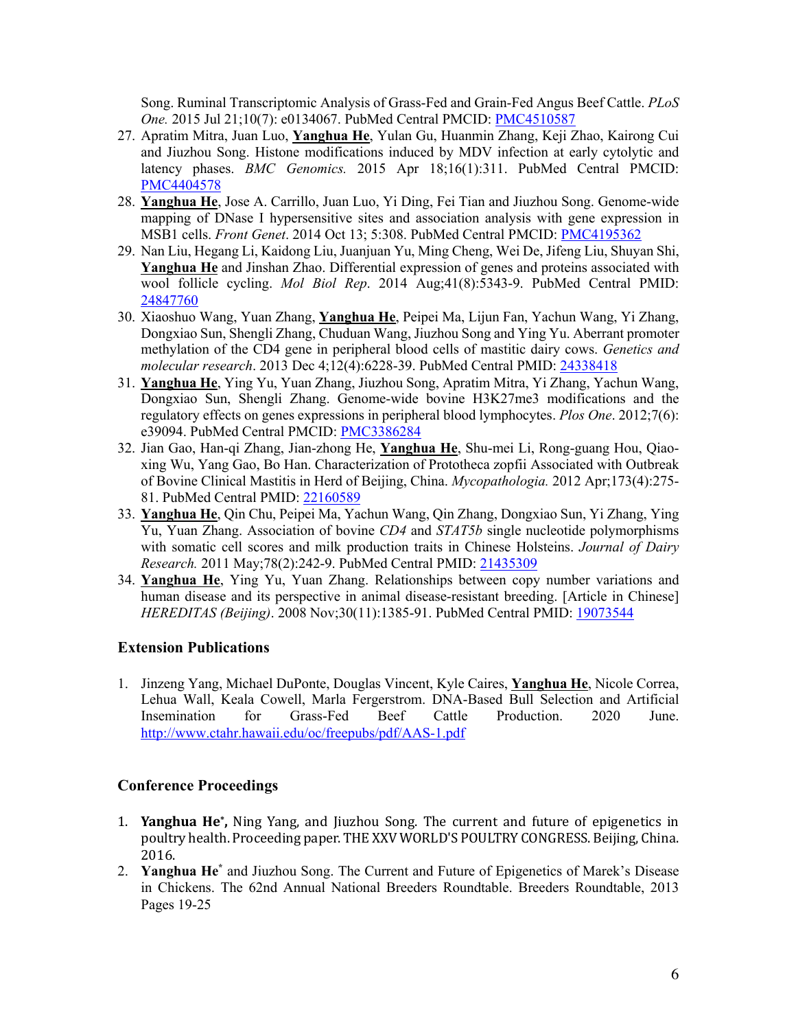Song. Ruminal Transcriptomic Analysis of Grass-Fed and Grain-Fed Angus Beef Cattle. *PLoS One.* 2015 Jul 21;10(7): e0134067. PubMed Central PMCID: [PMC4510587](PMC4510587)

27. Apratim Mitra, Juan Luo, **Yanghua He**, Yulan Gu, Huanmin Zhang, Keji Zhao, Kairong Cui and Jiuzhou Song. Histone modifications induced by MDV infection at early cytolytic and latency phases. *BMC Genomics.* 2015 Apr 18;16(1):311. PubMed Central PMCID: [PMC4404578](PMC4404578)
28. **Yanghua He**, Jose A. Carrillo, Juan Luo, Yi Ding, Fei Tian and Jiuzhou Song. Genome-wide mapping of DNase I hypersensitive sites and association analysis with gene expression in MSB1 cells. *Front Genet*. 2014 Oct 13; 5:308. PubMed Central PMCID: [PMC4195362](PMC4195362)
29. Nan Liu, Hegang Li, Kaidong Liu, Juanjuan Yu, Ming Cheng, Wei De, Jifeng Liu, Shuyan Shi, **Yanghua He** and Jinshan Zhao. Differential expression of genes and proteins associated with wool follicle cycling. *Mol Biol Rep*. 2014 Aug;41(8):5343-9. PubMed Central PMID: [24847760](24847760)
30. Xiaoshuo Wang, Yuan Zhang, **Yanghua He**, Peipei Ma, Lijun Fan, Yachun Wang, Yi Zhang, Dongxiao Sun, Shengli Zhang, Chuduan Wang, Jiuzhou Song and Ying Yu. Aberrant promoter methylation of the CD4 gene in peripheral blood cells of mastitic dairy cows. *Genetics and molecular research*. 2013 Dec 4;12(4):6228-39. PubMed Central PMID: [24338418](24338418)
31. **Yanghua He**, Ying Yu, Yuan Zhang, Jiuzhou Song, Apratim Mitra, Yi Zhang, Yachun Wang, Dongxiao Sun, Shengli Zhang. Genome-wide bovine H3K27me3 modifications and the regulatory effects on genes expressions in peripheral blood lymphocytes. *Plos One*. 2012;7(6): e39094. PubMed Central PMCID: [PMC3386284](PMC3386284)
32. Jian Gao, Han-qi Zhang, Jian-zhong He, **Yanghua He**, Shu-mei Li, Rong-guang Hou, Qiao-xing Wu, Yang Gao, Bo Han. Characterization of Prototheca zopfii Associated with Outbreak of Bovine Clinical Mastitis in Herd of Beijing, China. *Mycopathologia.* 2012 Apr;173(4):275-81. PubMed Central PMID: [22160589](22160589)
33. **Yanghua He**, Qin Chu, Peipei Ma, Yachun Wang, Qin Zhang, Dongxiao Sun, Yi Zhang, Ying Yu, Yuan Zhang. Association of bovine *CD4* and *STAT5b* single nucleotide polymorphisms with somatic cell scores and milk production traits in Chinese Holsteins. *Journal of Dairy Research.* 2011 May;78(2):242-9. PubMed Central PMID: [21435309](21435309)
34. **Yanghua He**, Ying Yu, Yuan Zhang. Relationships between copy number variations and human disease and its perspective in animal disease-resistant breeding. [Article in Chinese] *HEREDITAS (Beijing)*. 2008 Nov;30(11):1385-91. PubMed Central PMID: [19073544](19073544)

### Extension Publications

1. Jinzeng Yang, Michael DuPonte, Douglas Vincent, Kyle Caires, **Yanghua He**, Nicole Correa, Lehua Wall, Keala Cowell, Marla Fergerstrom. DNA-Based Bull Selection and Artificial Insemination for Grass-Fed Beef Cattle Production. 2020 June. http://www.ctahr.hawaii.edu/oc/freepubs/pdf/AAS-1.pdf

### Conference Proceedings

1. **Yanghua He*,** Ning Yang, and Jiuzhou Song. The current and future of epigenetics in poultry health. Proceeding paper. THE XXV WORLD'S POULTRY CONGRESS. Beijing, China. 2016.
2. **Yanghua He*** and Jiuzhou Song. The Current and Future of Epigenetics of Marek's Disease in Chickens. The 62nd Annual National Breeders Roundtable. Breeders Roundtable, 2013 Pages 19-25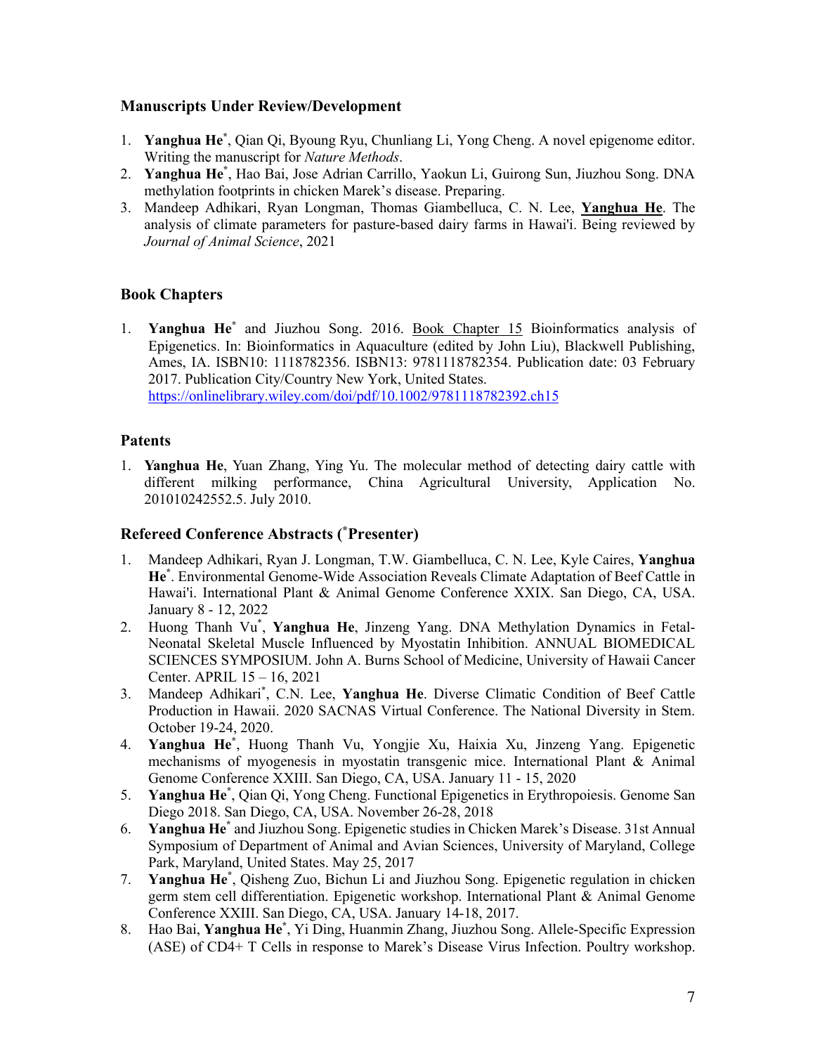### Manuscripts Under Review/Development

1. **Yanghua He***, Qian Qi, Byoung Ryu, Chunliang Li, Yong Cheng. A novel epigenome editor. Writing the manuscript for *Nature Methods*.
2. **Yanghua He***, Hao Bai, Jose Adrian Carrillo, Yaokun Li, Guirong Sun, Jiuzhou Song. DNA methylation footprints in chicken Marek's disease. Preparing.
3. Mandeep Adhikari, Ryan Longman, Thomas Giambelluca, C. N. Lee, **Yanghua He**. The analysis of climate parameters for pasture-based dairy farms in Hawai'i. Being reviewed by *Journal of Animal Science*, 2021

### Book Chapters

1. **Yanghua He*** and Jiuzhou Song. 2016. Book Chapter 15 Bioinformatics analysis of Epigenetics. In: Bioinformatics in Aquaculture (edited by John Liu), Blackwell Publishing, Ames, IA. ISBN10: 1118782356. ISBN13: 9781118782354. Publication date: 03 February 2017. Publication City/Country New York, United States. https://onlinelibrary.wiley.com/doi/pdf/10.1002/9781118782392.ch15

### Patents

1. **Yanghua He**, Yuan Zhang, Ying Yu. The molecular method of detecting dairy cattle with different milking performance, China Agricultural University, Application No. 201010242552.5. July 2010.

### Refereed Conference Abstracts (*Presenter)

1. Mandeep Adhikari, Ryan J. Longman, T.W. Giambelluca, C. N. Lee, Kyle Caires, **Yanghua He***. Environmental Genome-Wide Association Reveals Climate Adaptation of Beef Cattle in Hawai'i. International Plant & Animal Genome Conference XXIX. San Diego, CA, USA. January 8 - 12, 2022
2. Huong Thanh Vu*, **Yanghua He**, Jinzeng Yang. DNA Methylation Dynamics in Fetal-Neonatal Skeletal Muscle Influenced by Myostatin Inhibition. ANNUAL BIOMEDICAL SCIENCES SYMPOSIUM. John A. Burns School of Medicine, University of Hawaii Cancer Center. APRIL 15 – 16, 2021
3. Mandeep Adhikari*, C.N. Lee, **Yanghua He**. Diverse Climatic Condition of Beef Cattle Production in Hawaii. 2020 SACNAS Virtual Conference. The National Diversity in Stem. October 19-24, 2020.
4. **Yanghua He***, Huong Thanh Vu, Yongjie Xu, Haixia Xu, Jinzeng Yang. Epigenetic mechanisms of myogenesis in myostatin transgenic mice. International Plant & Animal Genome Conference XXIII. San Diego, CA, USA. January 11 - 15, 2020
5. **Yanghua He***, Qian Qi, Yong Cheng. Functional Epigenetics in Erythropoiesis. Genome San Diego 2018. San Diego, CA, USA. November 26-28, 2018
6. **Yanghua He*** and Jiuzhou Song. Epigenetic studies in Chicken Marek's Disease. 31st Annual Symposium of Department of Animal and Avian Sciences, University of Maryland, College Park, Maryland, United States. May 25, 2017
7. **Yanghua He***, Qisheng Zuo, Bichun Li and Jiuzhou Song. Epigenetic regulation in chicken germ stem cell differentiation. Epigenetic workshop. International Plant & Animal Genome Conference XXIII. San Diego, CA, USA. January 14-18, 2017.
8. Hao Bai, **Yanghua He***, Yi Ding, Huanmin Zhang, Jiuzhou Song. Allele-Specific Expression (ASE) of CD4+ T Cells in response to Marek's Disease Virus Infection. Poultry workshop.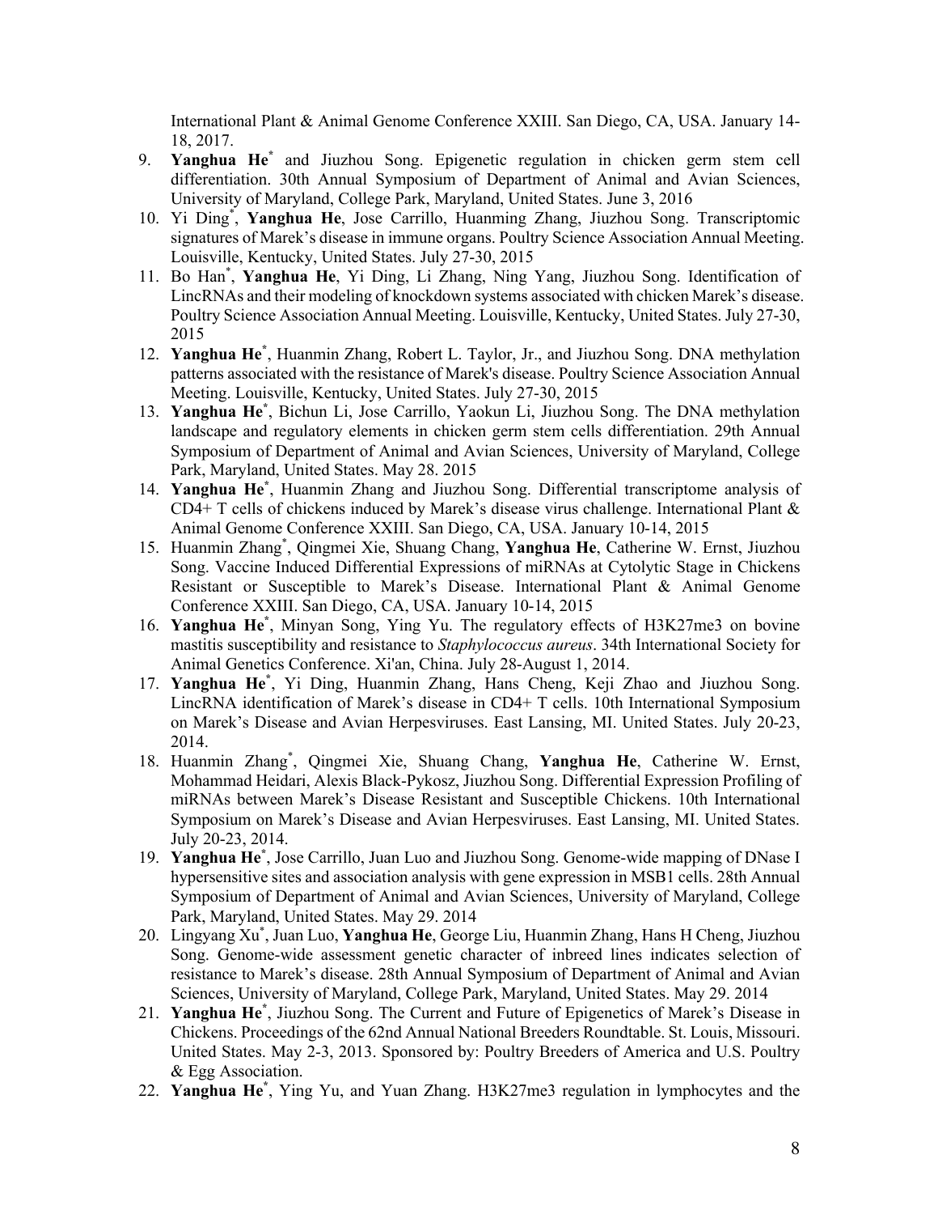International Plant & Animal Genome Conference XXIII. San Diego, CA, USA. January 14-18, 2017.

9. **Yanghua He**[*] and Jiuzhou Song. Epigenetic regulation in chicken germ stem cell differentiation. 30th Annual Symposium of Department of Animal and Avian Sciences, University of Maryland, College Park, Maryland, United States. June 3, 2016
10. Yi Ding[*], **Yanghua He**, Jose Carrillo, Huanming Zhang, Jiuzhou Song. Transcriptomic signatures of Marek's disease in immune organs. Poultry Science Association Annual Meeting. Louisville, Kentucky, United States. July 27-30, 2015
11. Bo Han[*], **Yanghua He**, Yi Ding, Li Zhang, Ning Yang, Jiuzhou Song. Identification of LincRNAs and their modeling of knockdown systems associated with chicken Marek's disease. Poultry Science Association Annual Meeting. Louisville, Kentucky, United States. July 27-30, 2015
12. **Yanghua He**[*], Huanmin Zhang, Robert L. Taylor, Jr., and Jiuzhou Song. DNA methylation patterns associated with the resistance of Marek's disease. Poultry Science Association Annual Meeting. Louisville, Kentucky, United States. July 27-30, 2015
13. **Yanghua He**[*], Bichun Li, Jose Carrillo, Yaokun Li, Jiuzhou Song. The DNA methylation landscape and regulatory elements in chicken germ stem cells differentiation. 29th Annual Symposium of Department of Animal and Avian Sciences, University of Maryland, College Park, Maryland, United States. May 28. 2015
14. **Yanghua He**[*], Huanmin Zhang and Jiuzhou Song. Differential transcriptome analysis of CD4+ T cells of chickens induced by Marek's disease virus challenge. International Plant & Animal Genome Conference XXIII. San Diego, CA, USA. January 10-14, 2015
15. Huanmin Zhang[*], Qingmei Xie, Shuang Chang, **Yanghua He**, Catherine W. Ernst, Jiuzhou Song. Vaccine Induced Differential Expressions of miRNAs at Cytolytic Stage in Chickens Resistant or Susceptible to Marek's Disease. International Plant & Animal Genome Conference XXIII. San Diego, CA, USA. January 10-14, 2015
16. **Yanghua He**[*], Minyan Song, Ying Yu. The regulatory effects of H3K27me3 on bovine mastitis susceptibility and resistance to *Staphylococcus aureus*. 34th International Society for Animal Genetics Conference. Xi'an, China. July 28-August 1, 2014.
17. **Yanghua He**[*], Yi Ding, Huanmin Zhang, Hans Cheng, Keji Zhao and Jiuzhou Song. LincRNA identification of Marek's disease in CD4+ T cells. 10th International Symposium on Marek's Disease and Avian Herpesviruses. East Lansing, MI. United States. July 20-23, 2014.
18. Huanmin Zhang[*], Qingmei Xie, Shuang Chang, **Yanghua He**, Catherine W. Ernst, Mohammad Heidari, Alexis Black-Pykosz, Jiuzhou Song. Differential Expression Profiling of miRNAs between Marek's Disease Resistant and Susceptible Chickens. 10th International Symposium on Marek's Disease and Avian Herpesviruses. East Lansing, MI. United States. July 20-23, 2014.
19. **Yanghua He**[*], Jose Carrillo, Juan Luo and Jiuzhou Song. Genome-wide mapping of DNase I hypersensitive sites and association analysis with gene expression in MSB1 cells. 28th Annual Symposium of Department of Animal and Avian Sciences, University of Maryland, College Park, Maryland, United States. May 29. 2014
20. Lingyang Xu[*], Juan Luo, **Yanghua He**, George Liu, Huanmin Zhang, Hans H Cheng, Jiuzhou Song. Genome-wide assessment genetic character of inbreed lines indicates selection of resistance to Marek's disease. 28th Annual Symposium of Department of Animal and Avian Sciences, University of Maryland, College Park, Maryland, United States. May 29. 2014
21. **Yanghua He**[*], Jiuzhou Song. The Current and Future of Epigenetics of Marek's Disease in Chickens. Proceedings of the 62nd Annual National Breeders Roundtable. St. Louis, Missouri. United States. May 2-3, 2013. Sponsored by: Poultry Breeders of America and U.S. Poultry & Egg Association.
22. **Yanghua He**[*], Ying Yu, and Yuan Zhang. H3K27me3 regulation in lymphocytes and the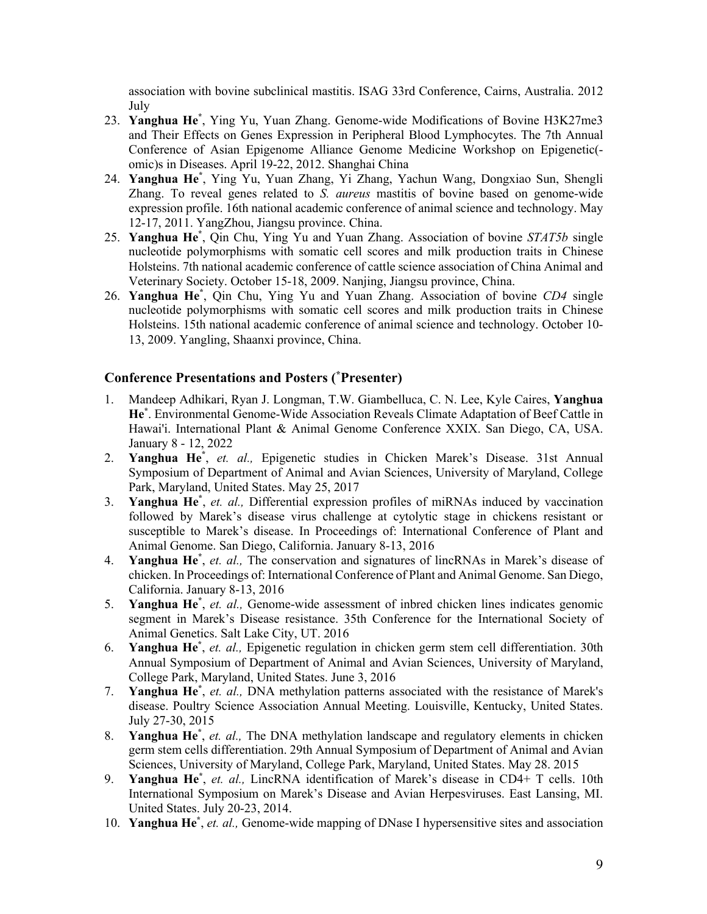association with bovine subclinical mastitis. ISAG 33rd Conference, Cairns, Australia. 2012 July

23. **Yanghua He**[*], Ying Yu, Yuan Zhang. Genome-wide Modifications of Bovine H3K27me3 and Their Effects on Genes Expression in Peripheral Blood Lymphocytes. The 7th Annual Conference of Asian Epigenome Alliance Genome Medicine Workshop on Epigenetic(-omic)s in Diseases. April 19-22, 2012. Shanghai China
24. **Yanghua He**[*], Ying Yu, Yuan Zhang, Yi Zhang, Yachun Wang, Dongxiao Sun, Shengli Zhang. To reveal genes related to *S. aureus* mastitis of bovine based on genome-wide expression profile. 16th national academic conference of animal science and technology. May 12-17, 2011. YangZhou, Jiangsu province. China.
25. **Yanghua He**[*], Qin Chu, Ying Yu and Yuan Zhang. Association of bovine *STAT5b* single nucleotide polymorphisms with somatic cell scores and milk production traits in Chinese Holsteins. 7th national academic conference of cattle science association of China Animal and Veterinary Society. October 15-18, 2009. Nanjing, Jiangsu province, China.
26. **Yanghua He**[*], Qin Chu, Ying Yu and Yuan Zhang. Association of bovine *CD4* single nucleotide polymorphisms with somatic cell scores and milk production traits in Chinese Holsteins. 15th national academic conference of animal science and technology. October 10-13, 2009. Yangling, Shaanxi province, China.

## Conference Presentations and Posters ([*]Presenter)

1. Mandeep Adhikari, Ryan J. Longman, T.W. Giambelluca, C. N. Lee, Kyle Caires, **Yanghua He**[*]. Environmental Genome-Wide Association Reveals Climate Adaptation of Beef Cattle in Hawai'i. International Plant & Animal Genome Conference XXIX. San Diego, CA, USA. January 8 - 12, 2022
2. **Yanghua He**[*], *et. al.,* Epigenetic studies in Chicken Marek's Disease. 31st Annual Symposium of Department of Animal and Avian Sciences, University of Maryland, College Park, Maryland, United States. May 25, 2017
3. **Yanghua He**[*], *et. al.,* Differential expression profiles of miRNAs induced by vaccination followed by Marek's disease virus challenge at cytolytic stage in chickens resistant or susceptible to Marek's disease. In Proceedings of: International Conference of Plant and Animal Genome. San Diego, California. January 8-13, 2016
4. **Yanghua He**[*], *et. al.,* The conservation and signatures of lincRNAs in Marek's disease of chicken. In Proceedings of: International Conference of Plant and Animal Genome. San Diego, California. January 8-13, 2016
5. **Yanghua He**[*], *et. al.,* Genome-wide assessment of inbred chicken lines indicates genomic segment in Marek's Disease resistance. 35th Conference for the International Society of Animal Genetics. Salt Lake City, UT. 2016
6. **Yanghua He**[*], *et. al.,* Epigenetic regulation in chicken germ stem cell differentiation. 30th Annual Symposium of Department of Animal and Avian Sciences, University of Maryland, College Park, Maryland, United States. June 3, 2016
7. **Yanghua He**[*], *et. al.,* DNA methylation patterns associated with the resistance of Marek's disease. Poultry Science Association Annual Meeting. Louisville, Kentucky, United States. July 27-30, 2015
8. **Yanghua He**[*], *et. al.,* The DNA methylation landscape and regulatory elements in chicken germ stem cells differentiation. 29th Annual Symposium of Department of Animal and Avian Sciences, University of Maryland, College Park, Maryland, United States. May 28. 2015
9. **Yanghua He**[*], *et. al.,* LincRNA identification of Marek's disease in CD4+ T cells. 10th International Symposium on Marek's Disease and Avian Herpesviruses. East Lansing, MI. United States. July 20-23, 2014.
10. **Yanghua He**[*], *et. al.,* Genome-wide mapping of DNase I hypersensitive sites and association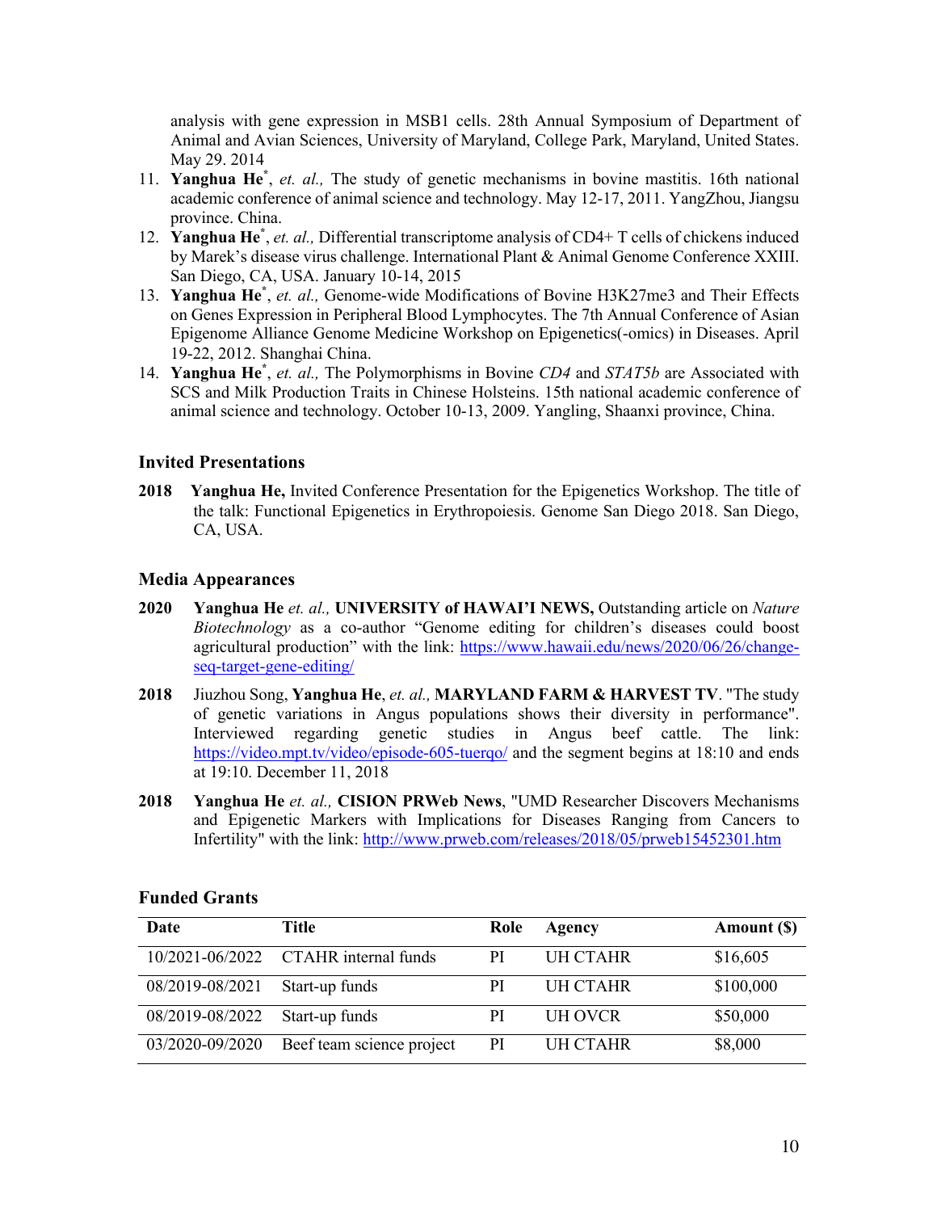analysis with gene expression in MSB1 cells. 28th Annual Symposium of Department of Animal and Avian Sciences, University of Maryland, College Park, Maryland, United States. May 29. 2014

11. **Yanghua He**[*], *et. al.,* The study of genetic mechanisms in bovine mastitis. 16th national academic conference of animal science and technology. May 12-17, 2011. YangZhou, Jiangsu province. China.
12. **Yanghua He**[*], *et. al.,* Differential transcriptome analysis of CD4+ T cells of chickens induced by Marek's disease virus challenge. International Plant & Animal Genome Conference XXIII. San Diego, CA, USA. January 10-14, 2015
13. **Yanghua He**[*], *et. al.,* Genome-wide Modifications of Bovine H3K27me3 and Their Effects on Genes Expression in Peripheral Blood Lymphocytes. The 7th Annual Conference of Asian Epigenome Alliance Genome Medicine Workshop on Epigenetics(-omics) in Diseases. April 19-22, 2012. Shanghai China.
14. **Yanghua He**[*], *et. al.,* The Polymorphisms in Bovine *CD4* and *STAT5b* are Associated with SCS and Milk Production Traits in Chinese Holsteins. 15th national academic conference of animal science and technology. October 10-13, 2009. Yangling, Shaanxi province, China.

### Invited Presentations

**2018** **Yanghua He,** Invited Conference Presentation for the Epigenetics Workshop. The title of the talk: Functional Epigenetics in Erythropoiesis. Genome San Diego 2018. San Diego, CA, USA.

### Media Appearances

**2020** **Yanghua He** *et. al.,* **UNIVERSITY of HAWAI'I NEWS,** Outstanding article on *Nature Biotechnology* as a co-author "Genome editing for children's diseases could boost agricultural production" with the link: https://www.hawaii.edu/news/2020/06/26/change-seq-target-gene-editing/

**2018** Jiuzhou Song, **Yanghua He**, *et. al.,* **MARYLAND FARM & HARVEST TV**. "The study of genetic variations in Angus populations shows their diversity in performance". Interviewed regarding genetic studies in Angus beef cattle. The link: https://video.mpt.tv/video/episode-605-tuerqo/ and the segment begins at 18:10 and ends at 19:10. December 11, 2018

**2018** **Yanghua He** *et. al.,* **CISION PRWeb News**, "UMD Researcher Discovers Mechanisms and Epigenetic Markers with Implications for Diseases Ranging from Cancers to Infertility" with the link: http://www.prweb.com/releases/2018/05/prweb15452301.htm

### Funded Grants

| Date | Title | Role | Agency | Amount ($) |
|---|---|---|---|---|
| 10/2021-06/2022 | CTAHR internal funds | PI | UH CTAHR | $16,605 |
| 08/2019-08/2021 | Start-up funds | PI | UH CTAHR | $100,000 |
| 08/2019-08/2022 | Start-up funds | PI | UH OVCR | $50,000 |
| 03/2020-09/2020 | Beef team science project | PI | UH CTAHR | $8,000 |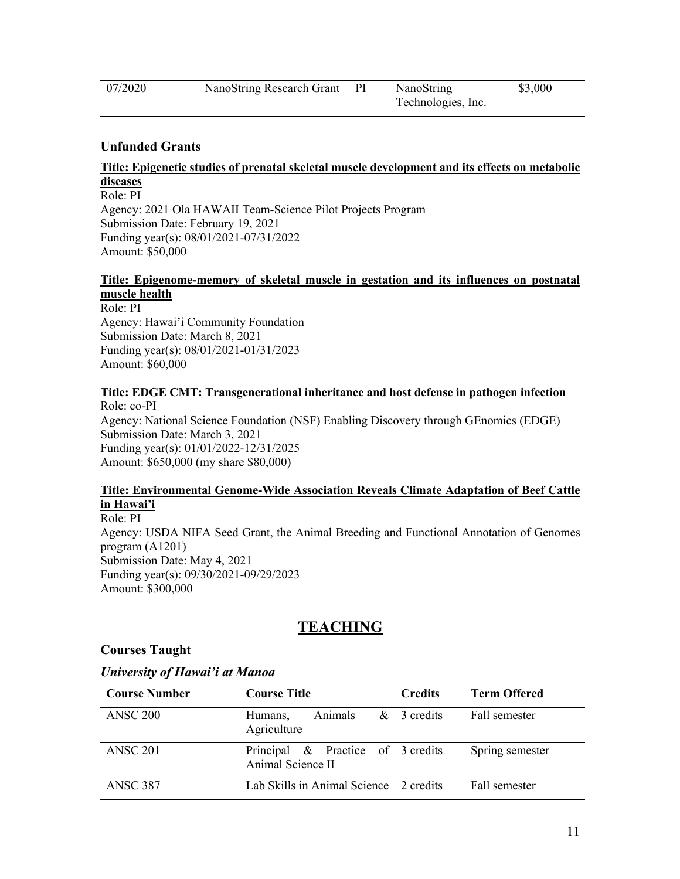| 07/2020 | NanoString Research Grant | PI | NanoString Technologies, Inc. | \$3,000 |
|---|---|---|---|---|

### Unfunded Grants

**Title: Epigenetic studies of prenatal skeletal muscle development and its effects on metabolic diseases**
Role: PI
Agency: 2021 Ola HAWAII Team-Science Pilot Projects Program
Submission Date: February 19, 2021
Funding year(s): 08/01/2021-07/31/2022
Amount: \$50,000

**Title: Epigenome-memory of skeletal muscle in gestation and its influences on postnatal muscle health**
Role: PI
Agency: Hawai'i Community Foundation
Submission Date: March 8, 2021
Funding year(s): 08/01/2021-01/31/2023
Amount: \$60,000

**Title: EDGE CMT: Transgenerational inheritance and host defense in pathogen infection**
Role: co-PI
Agency: National Science Foundation (NSF) Enabling Discovery through GEnomics (EDGE)
Submission Date: March 3, 2021
Funding year(s): 01/01/2022-12/31/2025
Amount: \$650,000 (my share \$80,000)

**Title: Environmental Genome-Wide Association Reveals Climate Adaptation of Beef Cattle in Hawai'i**
Role: PI
Agency: USDA NIFA Seed Grant, the Animal Breeding and Functional Annotation of Genomes program (A1201)
Submission Date: May 4, 2021
Funding year(s): 09/30/2021-09/29/2023
Amount: \$300,000

## TEACHING

### Courses Taught

#### *University of Hawai'i at Manoa*

| Course Number | Course Title | Credits | Term Offered |
|---|---|---|---|
| ANSC 200 | Humans, Animals & Agriculture | 3 credits | Fall semester |
| ANSC 201 | Principal & Practice of Animal Science II | 3 credits | Spring semester |
| ANSC 387 | Lab Skills in Animal Science | 2 credits | Fall semester |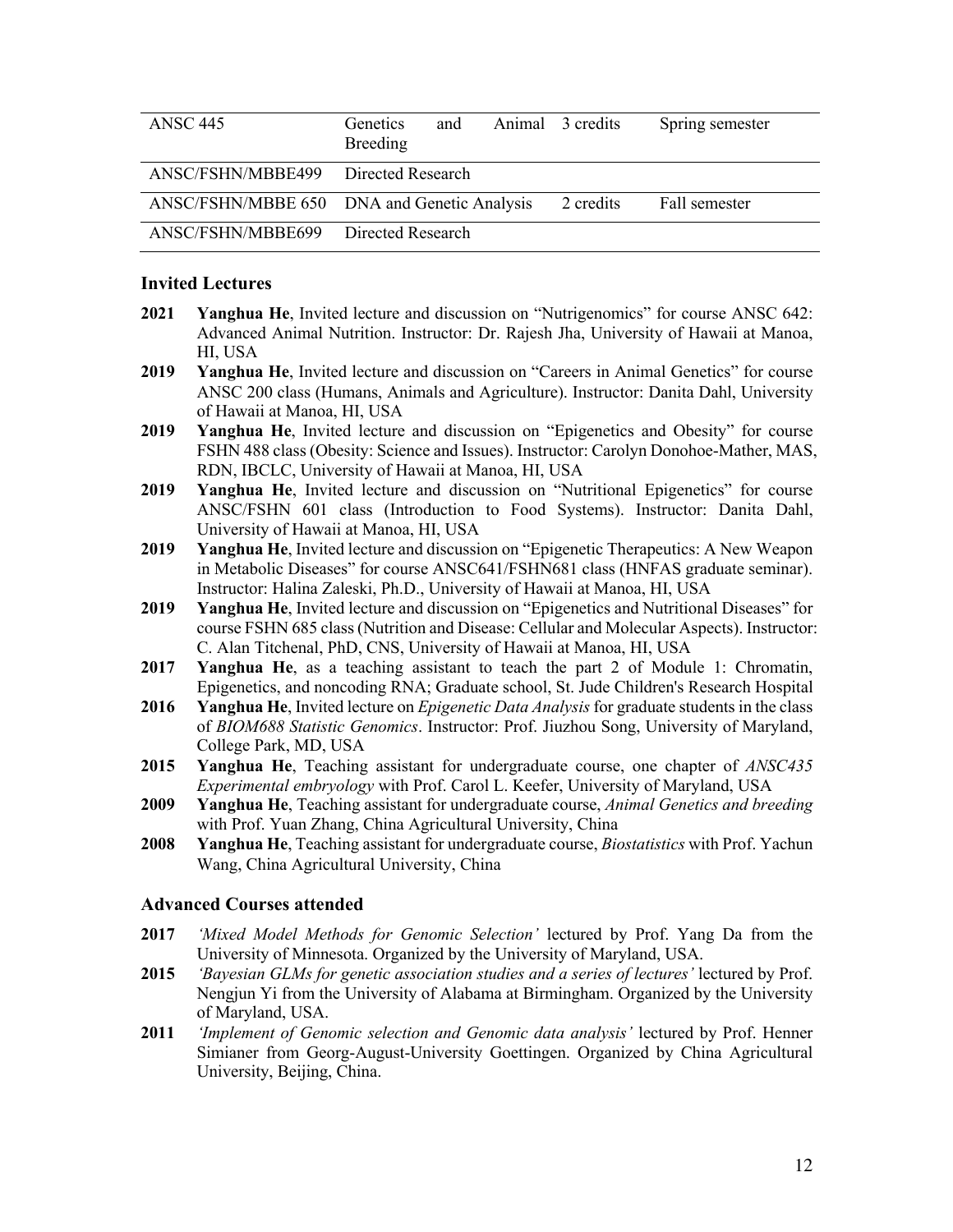| | | | |
|---|---|---|---|
| ANSC 445 | Genetics and Animal Breeding | 3 credits | Spring semester |
| ANSC/FSHN/MBBE499 | Directed Research | | |
| ANSC/FSHN/MBBE 650 | DNA and Genetic Analysis | 2 credits | Fall semester |
| ANSC/FSHN/MBBE699 | Directed Research | | |

### Invited Lectures

**2021** **Yanghua He**, Invited lecture and discussion on "Nutrigenomics" for course ANSC 642: Advanced Animal Nutrition. Instructor: Dr. Rajesh Jha, University of Hawaii at Manoa, HI, USA

**2019** **Yanghua He**, Invited lecture and discussion on "Careers in Animal Genetics" for course ANSC 200 class (Humans, Animals and Agriculture). Instructor: Danita Dahl, University of Hawaii at Manoa, HI, USA

**2019** **Yanghua He**, Invited lecture and discussion on "Epigenetics and Obesity" for course FSHN 488 class (Obesity: Science and Issues). Instructor: Carolyn Donohoe-Mather, MAS, RDN, IBCLC, University of Hawaii at Manoa, HI, USA

**2019** **Yanghua He**, Invited lecture and discussion on "Nutritional Epigenetics" for course ANSC/FSHN 601 class (Introduction to Food Systems). Instructor: Danita Dahl, University of Hawaii at Manoa, HI, USA

**2019** **Yanghua He**, Invited lecture and discussion on "Epigenetic Therapeutics: A New Weapon in Metabolic Diseases" for course ANSC641/FSHN681 class (HNFAS graduate seminar). Instructor: Halina Zaleski, Ph.D., University of Hawaii at Manoa, HI, USA

**2019** **Yanghua He**, Invited lecture and discussion on "Epigenetics and Nutritional Diseases" for course FSHN 685 class (Nutrition and Disease: Cellular and Molecular Aspects). Instructor: C. Alan Titchenal, PhD, CNS, University of Hawaii at Manoa, HI, USA

**2017** **Yanghua He**, as a teaching assistant to teach the part 2 of Module 1: Chromatin, Epigenetics, and noncoding RNA; Graduate school, St. Jude Children's Research Hospital

**2016** **Yanghua He**, Invited lecture on *Epigenetic Data Analysis* for graduate students in the class of *BIOM688 Statistic Genomics*. Instructor: Prof. Jiuzhou Song, University of Maryland, College Park, MD, USA

**2015** **Yanghua He**, Teaching assistant for undergraduate course, one chapter of *ANSC435 Experimental embryology* with Prof. Carol L. Keefer, University of Maryland, USA

**2009** **Yanghua He**, Teaching assistant for undergraduate course, *Animal Genetics and breeding* with Prof. Yuan Zhang, China Agricultural University, China

**2008** **Yanghua He**, Teaching assistant for undergraduate course, *Biostatistics* with Prof. Yachun Wang, China Agricultural University, China

### Advanced Courses attended

**2017** *'Mixed Model Methods for Genomic Selection'* lectured by Prof. Yang Da from the University of Minnesota. Organized by the University of Maryland, USA.

**2015** *'Bayesian GLMs for genetic association studies and a series of lectures'* lectured by Prof. Nengjun Yi from the University of Alabama at Birmingham. Organized by the University of Maryland, USA.

**2011** *'Implement of Genomic selection and Genomic data analysis'* lectured by Prof. Henner Simianer from Georg-August-University Goettingen. Organized by China Agricultural University, Beijing, China.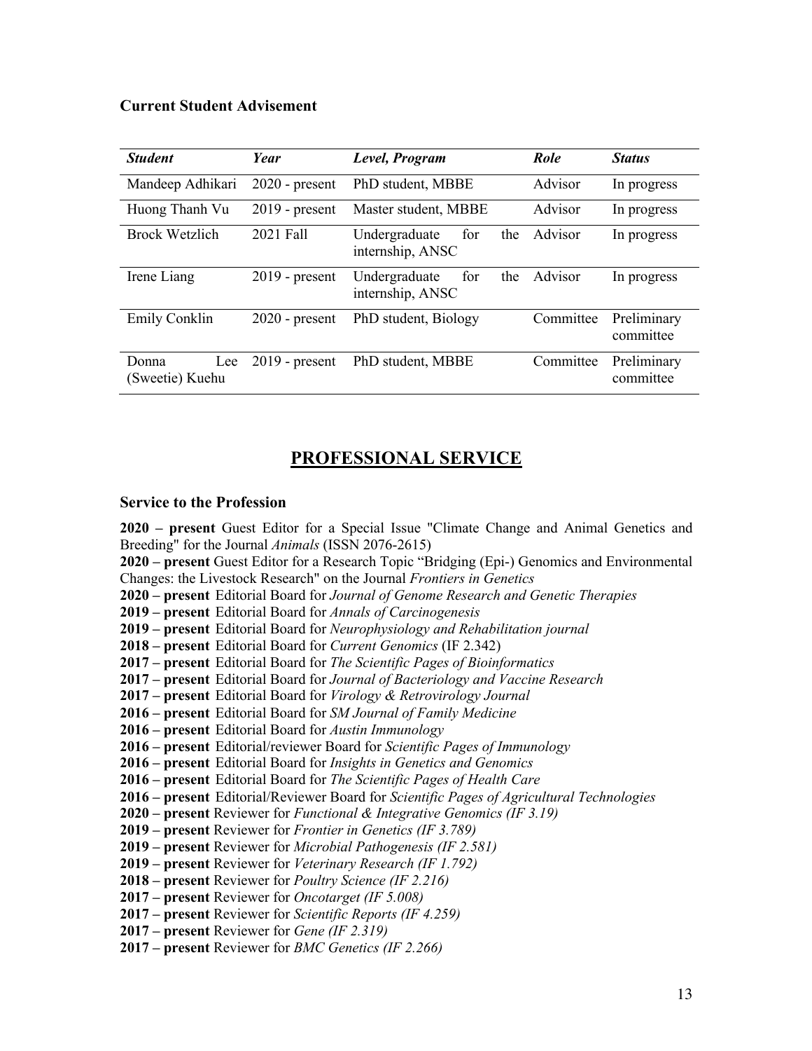### Current Student Advisement

| *Student* | *Year* | *Level, Program* | *Role* | *Status* |
|---|---|---|---|---|
| Mandeep Adhikari | 2020 - present | PhD student, MBBE | Advisor | In progress |
| Huong Thanh Vu | 2019 - present | Master student, MBBE | Advisor | In progress |
| Brock Wetzlich | 2021 Fall | Undergraduate for the internship, ANSC | Advisor | In progress |
| Irene Liang | 2019 - present | Undergraduate for the internship, ANSC | Advisor | In progress |
| Emily Conklin | 2020 - present | PhD student, Biology | Committee | Preliminary committee |
| Donna Lee (Sweetie) Kuehu | 2019 - present | PhD student, MBBE | Committee | Preliminary committee |

## PROFESSIONAL SERVICE

### Service to the Profession

**2020 – present** Guest Editor for a Special Issue "Climate Change and Animal Genetics and Breeding" for the Journal *Animals* (ISSN 2076-2615)
**2020 – present** Guest Editor for a Research Topic "Bridging (Epi-) Genomics and Environmental Changes: the Livestock Research" on the Journal *Frontiers in Genetics*
**2020 – present** Editorial Board for *Journal of Genome Research and Genetic Therapies*
**2019 – present** Editorial Board for *Annals of Carcinogenesis*
**2019 – present** Editorial Board for *Neurophysiology and Rehabilitation journal*
**2018 – present** Editorial Board for *Current Genomics* (IF 2.342)
**2017 – present** Editorial Board for *The Scientific Pages of Bioinformatics*
**2017 – present** Editorial Board for *Journal of Bacteriology and Vaccine Research*
**2017 – present** Editorial Board for *Virology & Retrovirology Journal*
**2016 – present** Editorial Board for *SM Journal of Family Medicine*
**2016 – present** Editorial Board for *Austin Immunology*
**2016 – present** Editorial/reviewer Board for *Scientific Pages of Immunology*
**2016 – present** Editorial Board for *Insights in Genetics and Genomics*
**2016 – present** Editorial Board for *The Scientific Pages of Health Care*
**2016 – present** Editorial/Reviewer Board for *Scientific Pages of Agricultural Technologies*
**2020 – present** Reviewer for *Functional & Integrative Genomics (IF 3.19)*
**2019 – present** Reviewer for *Frontier in Genetics (IF 3.789)*
**2019 – present** Reviewer for *Microbial Pathogenesis (IF 2.581)*
**2019 – present** Reviewer for *Veterinary Research (IF 1.792)*
**2018 – present** Reviewer for *Poultry Science (IF 2.216)*
**2017 – present** Reviewer for *Oncotarget (IF 5.008)*
**2017 – present** Reviewer for *Scientific Reports (IF 4.259)*
**2017 – present** Reviewer for *Gene (IF 2.319)*
**2017 – present** Reviewer for *BMC Genetics (IF 2.266)*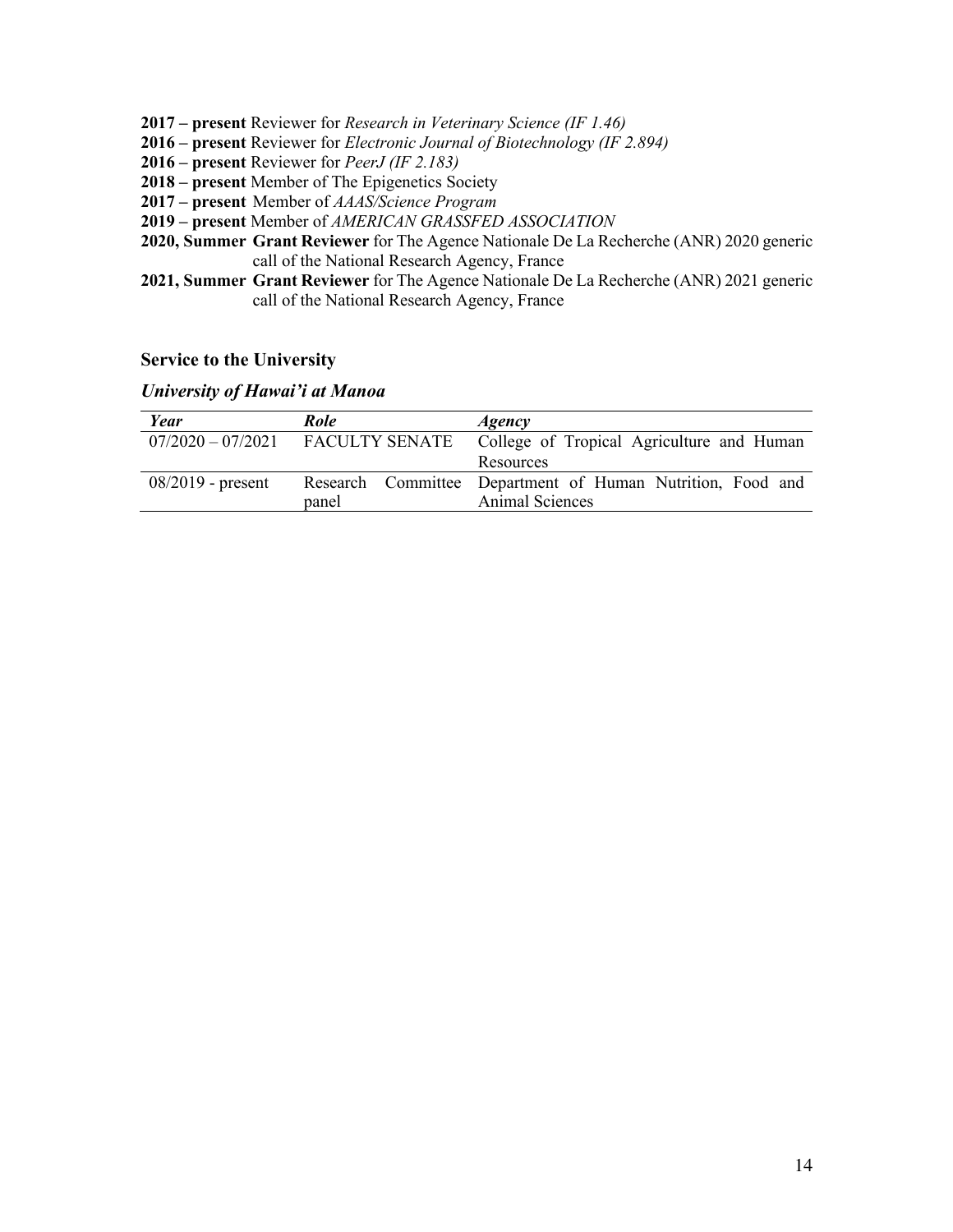**2017 – present** Reviewer for *Research in Veterinary Science (IF 1.46)*
**2016 – present** Reviewer for *Electronic Journal of Biotechnology (IF 2.894)*
**2016 – present** Reviewer for *PeerJ (IF 2.183)*
**2018 – present** Member of The Epigenetics Society
**2017 – present** Member of *AAAS/Science Program*
**2019 – present** Member of *AMERICAN GRASSFED ASSOCIATION*
**2020, Summer** **Grant Reviewer** for The Agence Nationale De La Recherche (ANR) 2020 generic call of the National Research Agency, France
**2021, Summer** **Grant Reviewer** for The Agence Nationale De La Recherche (ANR) 2021 generic call of the National Research Agency, France

### Service to the University

#### *University of Hawai'i at Manoa*

| *Year* | *Role* | *Agency* |
| --- | --- | --- |
| 07/2020 – 07/2021 | FACULTY SENATE | College of Tropical Agriculture and Human Resources |
| 08/2019 - present | Research Committee panel | Department of Human Nutrition, Food and Animal Sciences |